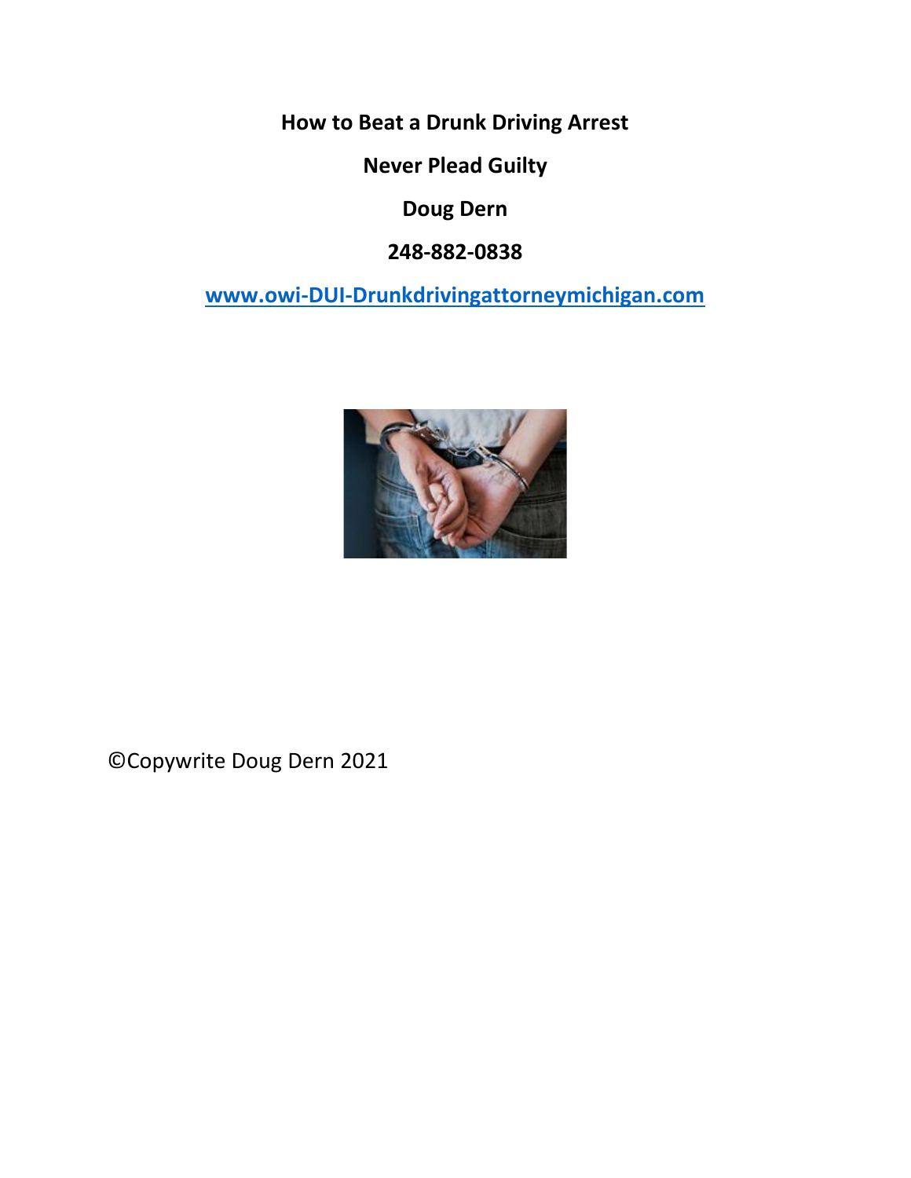# How to Beat a Drunk Driving Arrest

## Never Plead Guilty

**Doug Dern**

**248-882-0838**

**[www.owi-DUI-Drunkdrivingattorneymichigan.com](http://www.owi-DUI-Drunkdrivingattorneymichigan.com)**

©Copywrite Doug Dern 2021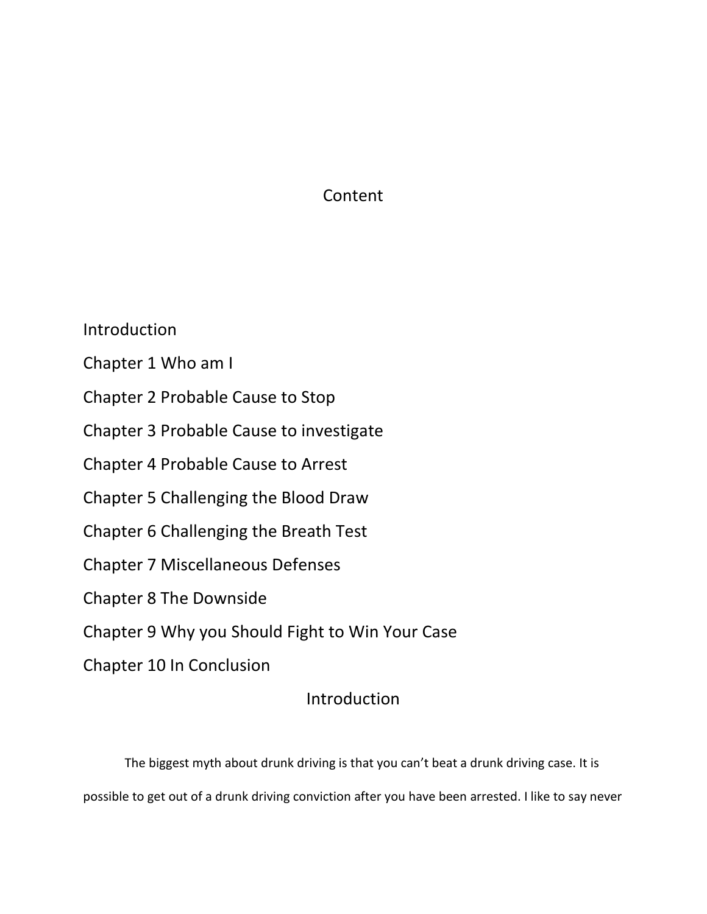# Content

Introduction

Chapter 1 Who am I

Chapter 2 Probable Cause to Stop

Chapter 3 Probable Cause to investigate

Chapter 4 Probable Cause to Arrest

Chapter 5 Challenging the Blood Draw

Chapter 6 Challenging the Breath Test

Chapter 7 Miscellaneous Defenses

Chapter 8 The Downside

Chapter 9 Why you Should Fight to Win Your Case

Chapter 10 In Conclusion

# Introduction

The biggest myth about drunk driving is that you can't beat a drunk driving case. It is possible to get out of a drunk driving conviction after you have been arrested. I like to say never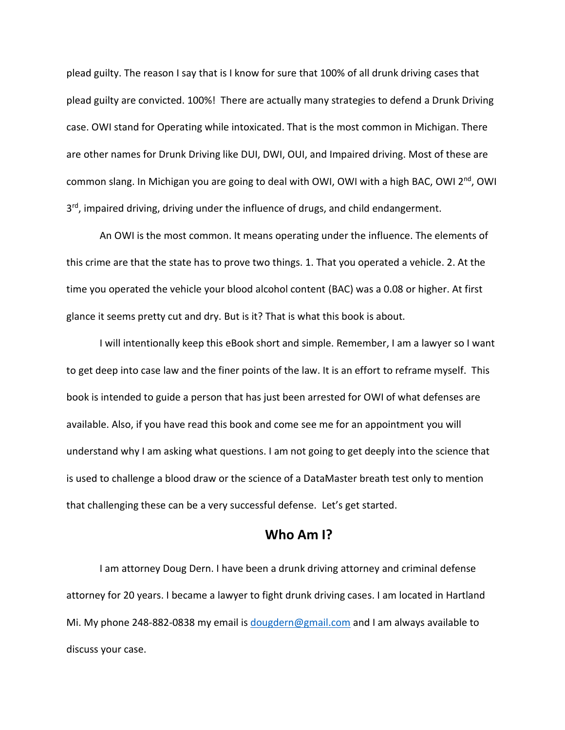plead guilty. The reason I say that is I know for sure that 100% of all drunk driving cases that plead guilty are convicted. 100%! There are actually many strategies to defend a Drunk Driving case. OWI stand for Operating while intoxicated. That is the most common in Michigan. There are other names for Drunk Driving like DUI, DWI, OUI, and Impaired driving. Most of these are common slang. In Michigan you are going to deal with OWI, OWI with a high BAC, OWI 2nd, OWI 3rd, impaired driving, driving under the influence of drugs, and child endangerment.

An OWI is the most common. It means operating under the influence. The elements of this crime are that the state has to prove two things. 1. That you operated a vehicle. 2. At the time you operated the vehicle your blood alcohol content (BAC) was a 0.08 or higher. At first glance it seems pretty cut and dry. But is it? That is what this book is about.

I will intentionally keep this eBook short and simple. Remember, I am a lawyer so I want to get deep into case law and the finer points of the law. It is an effort to reframe myself. This book is intended to guide a person that has just been arrested for OWI of what defenses are available. Also, if you have read this book and come see me for an appointment you will understand why I am asking what questions. I am not going to get deeply into the science that is used to challenge a blood draw or the science of a DataMaster breath test only to mention that challenging these can be a very successful defense. Let's get started.

## Who Am I?

I am attorney Doug Dern. I have been a drunk driving attorney and criminal defense attorney for 20 years. I became a lawyer to fight drunk driving cases. I am located in Hartland Mi. My phone 248-882-0838 my email is dougdern@gmail.com and I am always available to discuss your case.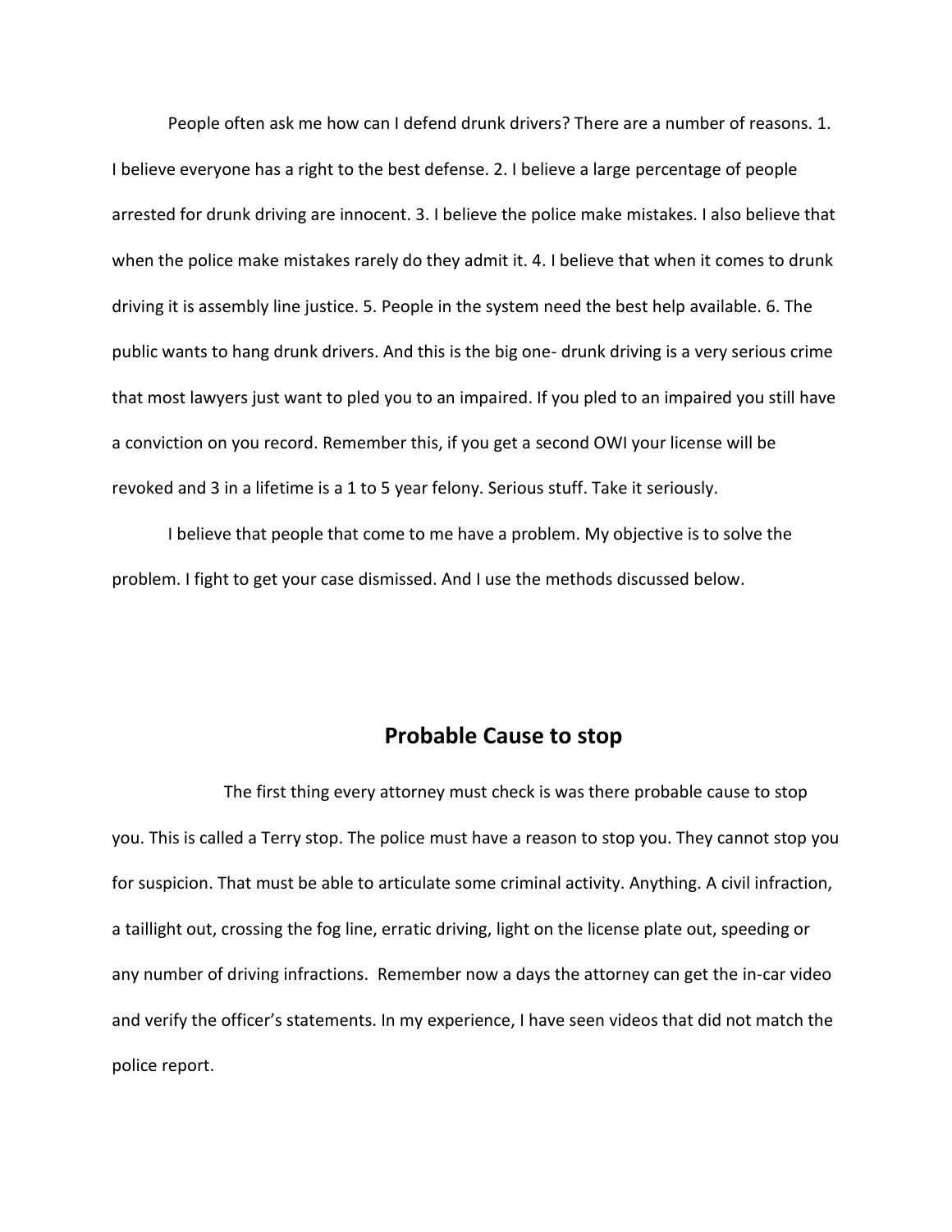People often ask me how can I defend drunk drivers? There are a number of reasons. 1. I believe everyone has a right to the best defense. 2. I believe a large percentage of people arrested for drunk driving are innocent. 3. I believe the police make mistakes. I also believe that when the police make mistakes rarely do they admit it. 4. I believe that when it comes to drunk driving it is assembly line justice. 5. People in the system need the best help available. 6. The public wants to hang drunk drivers. And this is the big one- drunk driving is a very serious crime that most lawyers just want to pled you to an impaired. If you pled to an impaired you still have a conviction on you record. Remember this, if you get a second OWI your license will be revoked and 3 in a lifetime is a 1 to 5 year felony. Serious stuff. Take it seriously.

I believe that people that come to me have a problem. My objective is to solve the problem. I fight to get your case dismissed. And I use the methods discussed below.

## Probable Cause to stop

The first thing every attorney must check is was there probable cause to stop you. This is called a Terry stop. The police must have a reason to stop you. They cannot stop you for suspicion. That must be able to articulate some criminal activity. Anything. A civil infraction, a taillight out, crossing the fog line, erratic driving, light on the license plate out, speeding or any number of driving infractions. Remember now a days the attorney can get the in-car video and verify the officer's statements. In my experience, I have seen videos that did not match the police report.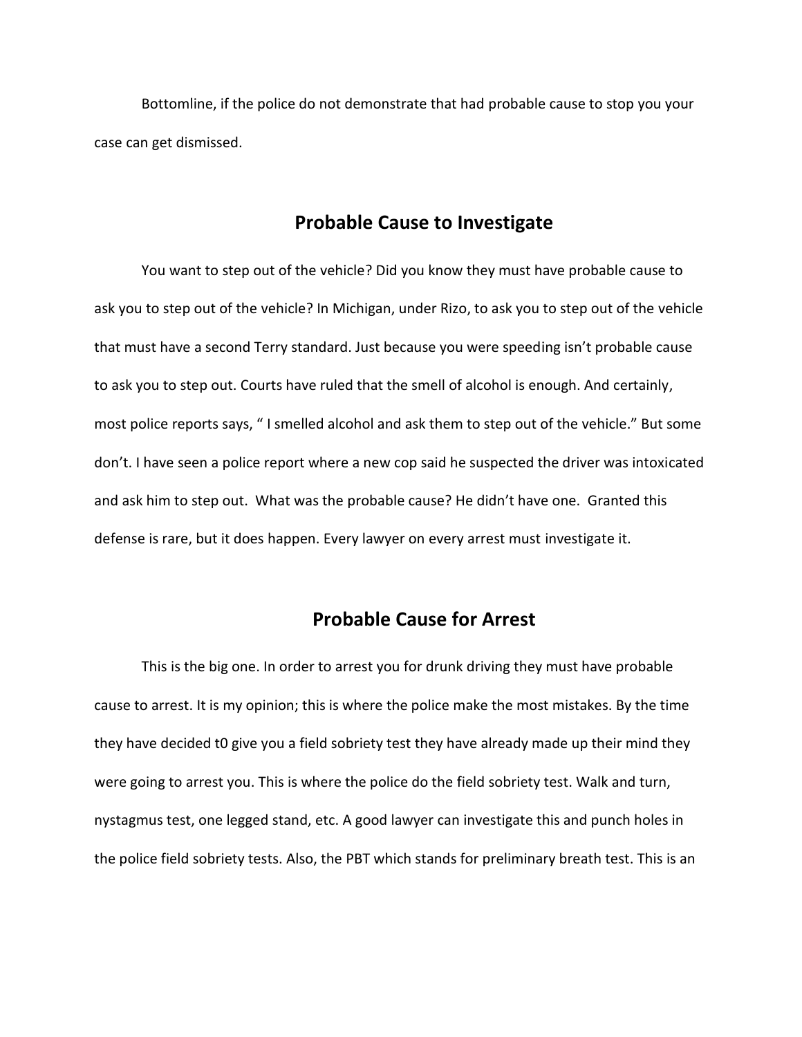Bottomline, if the police do not demonstrate that had probable cause to stop you your case can get dismissed.

## Probable Cause to Investigate

You want to step out of the vehicle? Did you know they must have probable cause to ask you to step out of the vehicle? In Michigan, under Rizo, to ask you to step out of the vehicle that must have a second Terry standard. Just because you were speeding isn't probable cause to ask you to step out. Courts have ruled that the smell of alcohol is enough. And certainly, most police reports says, " I smelled alcohol and ask them to step out of the vehicle." But some don't. I have seen a police report where a new cop said he suspected the driver was intoxicated and ask him to step out. What was the probable cause? He didn't have one. Granted this defense is rare, but it does happen. Every lawyer on every arrest must investigate it.

## Probable Cause for Arrest

This is the big one. In order to arrest you for drunk driving they must have probable cause to arrest. It is my opinion; this is where the police make the most mistakes. By the time they have decided t0 give you a field sobriety test they have already made up their mind they were going to arrest you. This is where the police do the field sobriety test. Walk and turn, nystagmus test, one legged stand, etc. A good lawyer can investigate this and punch holes in the police field sobriety tests. Also, the PBT which stands for preliminary breath test. This is an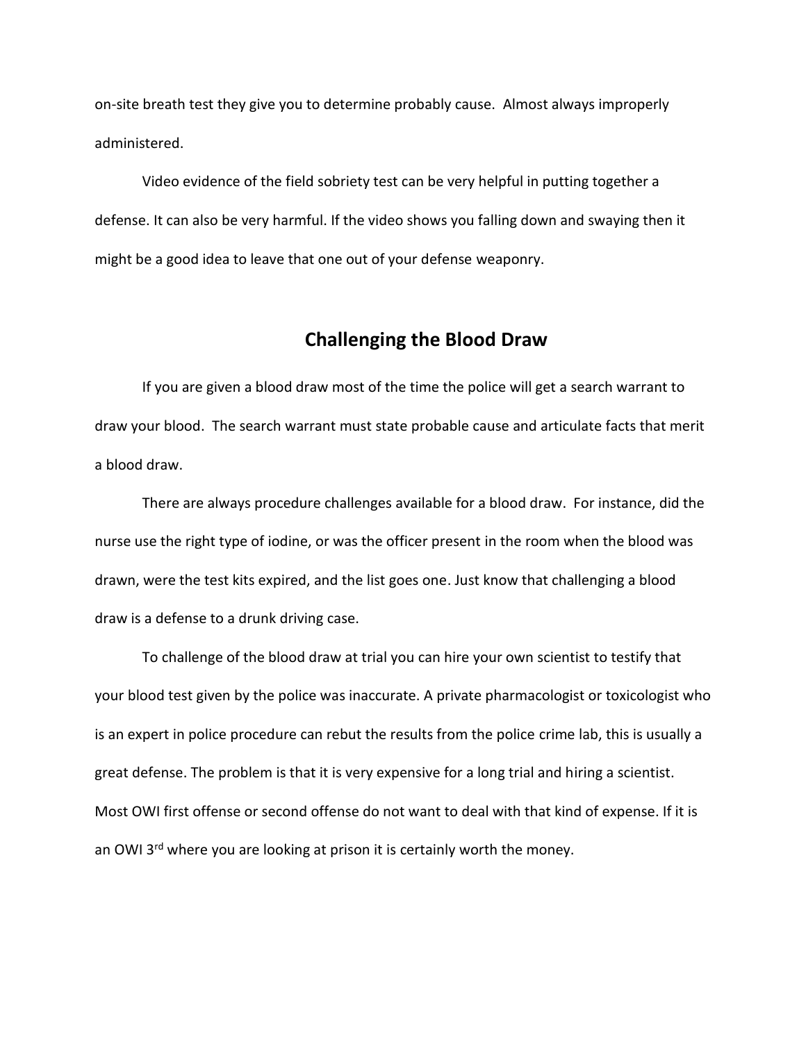on-site breath test they give you to determine probably cause. Almost always improperly administered.

Video evidence of the field sobriety test can be very helpful in putting together a defense. It can also be very harmful. If the video shows you falling down and swaying then it might be a good idea to leave that one out of your defense weaponry.

## Challenging the Blood Draw

If you are given a blood draw most of the time the police will get a search warrant to draw your blood. The search warrant must state probable cause and articulate facts that merit a blood draw.

There are always procedure challenges available for a blood draw. For instance, did the nurse use the right type of iodine, or was the officer present in the room when the blood was drawn, were the test kits expired, and the list goes one. Just know that challenging a blood draw is a defense to a drunk driving case.

To challenge of the blood draw at trial you can hire your own scientist to testify that your blood test given by the police was inaccurate. A private pharmacologist or toxicologist who is an expert in police procedure can rebut the results from the police crime lab, this is usually a great defense. The problem is that it is very expensive for a long trial and hiring a scientist. Most OWI first offense or second offense do not want to deal with that kind of expense. If it is an OWI 3rd where you are looking at prison it is certainly worth the money.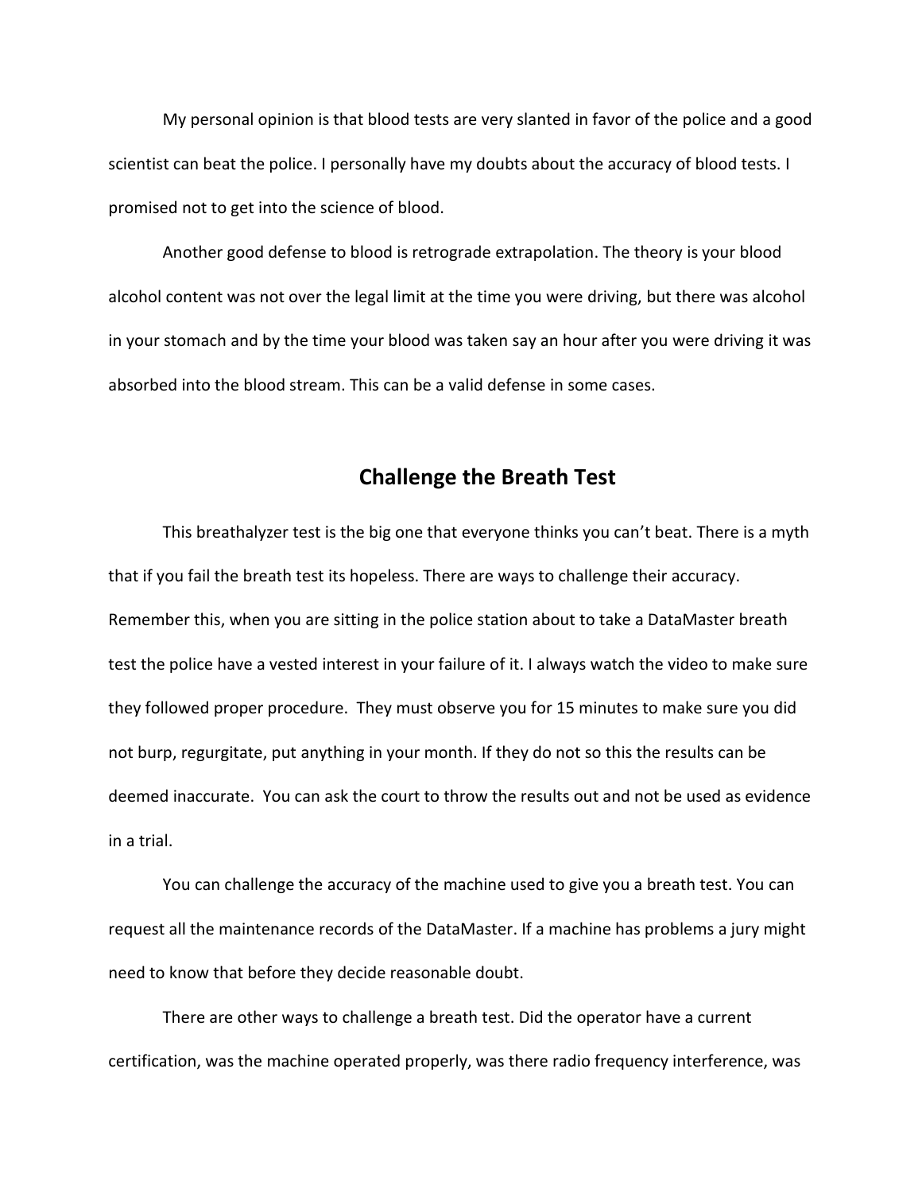My personal opinion is that blood tests are very slanted in favor of the police and a good scientist can beat the police. I personally have my doubts about the accuracy of blood tests. I promised not to get into the science of blood.

Another good defense to blood is retrograde extrapolation. The theory is your blood alcohol content was not over the legal limit at the time you were driving, but there was alcohol in your stomach and by the time your blood was taken say an hour after you were driving it was absorbed into the blood stream. This can be a valid defense in some cases.

## Challenge the Breath Test

This breathalyzer test is the big one that everyone thinks you can't beat. There is a myth that if you fail the breath test its hopeless. There are ways to challenge their accuracy. Remember this, when you are sitting in the police station about to take a DataMaster breath test the police have a vested interest in your failure of it. I always watch the video to make sure they followed proper procedure. They must observe you for 15 minutes to make sure you did not burp, regurgitate, put anything in your month. If they do not so this the results can be deemed inaccurate. You can ask the court to throw the results out and not be used as evidence in a trial.

You can challenge the accuracy of the machine used to give you a breath test. You can request all the maintenance records of the DataMaster. If a machine has problems a jury might need to know that before they decide reasonable doubt.

There are other ways to challenge a breath test. Did the operator have a current certification, was the machine operated properly, was there radio frequency interference, was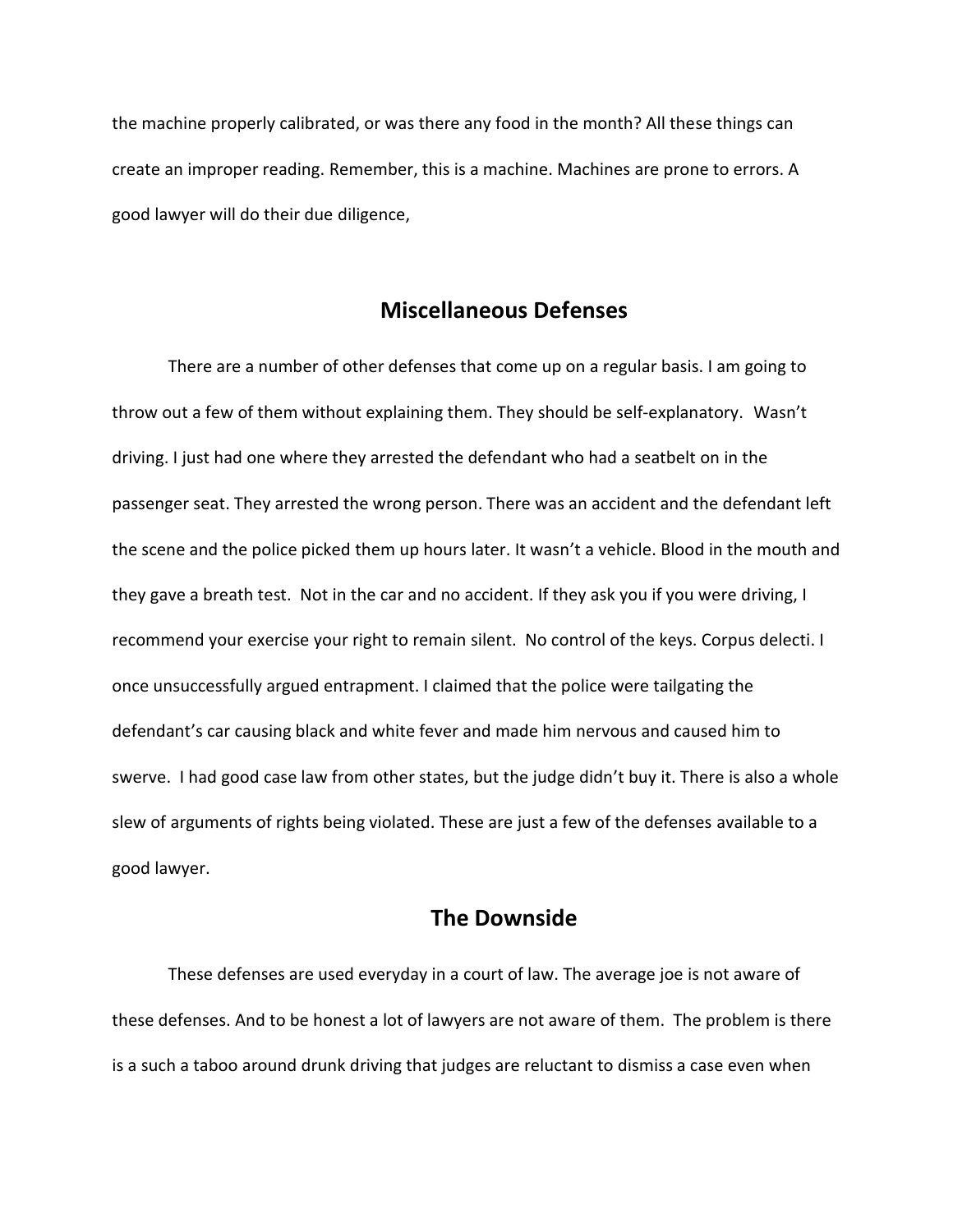the machine properly calibrated, or was there any food in the month? All these things can create an improper reading. Remember, this is a machine. Machines are prone to errors. A good lawyer will do their due diligence,

## Miscellaneous Defenses

There are a number of other defenses that come up on a regular basis. I am going to throw out a few of them without explaining them. They should be self-explanatory. Wasn't driving. I just had one where they arrested the defendant who had a seatbelt on in the passenger seat. They arrested the wrong person. There was an accident and the defendant left the scene and the police picked them up hours later. It wasn't a vehicle. Blood in the mouth and they gave a breath test. Not in the car and no accident. If they ask you if you were driving, I recommend your exercise your right to remain silent. No control of the keys. Corpus delecti. I once unsuccessfully argued entrapment. I claimed that the police were tailgating the defendant's car causing black and white fever and made him nervous and caused him to swerve. I had good case law from other states, but the judge didn't buy it. There is also a whole slew of arguments of rights being violated. These are just a few of the defenses available to a good lawyer.

## The Downside

These defenses are used everyday in a court of law. The average joe is not aware of these defenses. And to be honest a lot of lawyers are not aware of them. The problem is there is a such a taboo around drunk driving that judges are reluctant to dismiss a case even when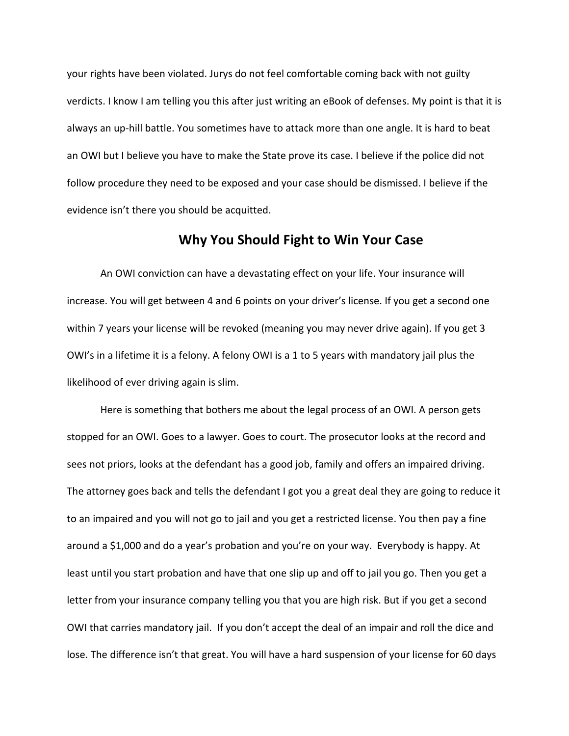your rights have been violated. Jurys do not feel comfortable coming back with not guilty verdicts. I know I am telling you this after just writing an eBook of defenses. My point is that it is always an up-hill battle. You sometimes have to attack more than one angle. It is hard to beat an OWI but I believe you have to make the State prove its case. I believe if the police did not follow procedure they need to be exposed and your case should be dismissed. I believe if the evidence isn't there you should be acquitted.

## Why You Should Fight to Win Your Case

An OWI conviction can have a devastating effect on your life. Your insurance will increase. You will get between 4 and 6 points on your driver's license. If you get a second one within 7 years your license will be revoked (meaning you may never drive again). If you get 3 OWI's in a lifetime it is a felony. A felony OWI is a 1 to 5 years with mandatory jail plus the likelihood of ever driving again is slim.

Here is something that bothers me about the legal process of an OWI. A person gets stopped for an OWI. Goes to a lawyer. Goes to court. The prosecutor looks at the record and sees not priors, looks at the defendant has a good job, family and offers an impaired driving. The attorney goes back and tells the defendant I got you a great deal they are going to reduce it to an impaired and you will not go to jail and you get a restricted license. You then pay a fine around a $1,000 and do a year's probation and you're on your way. Everybody is happy. At least until you start probation and have that one slip up and off to jail you go. Then you get a letter from your insurance company telling you that you are high risk. But if you get a second OWI that carries mandatory jail. If you don't accept the deal of an impair and roll the dice and lose. The difference isn't that great. You will have a hard suspension of your license for 60 days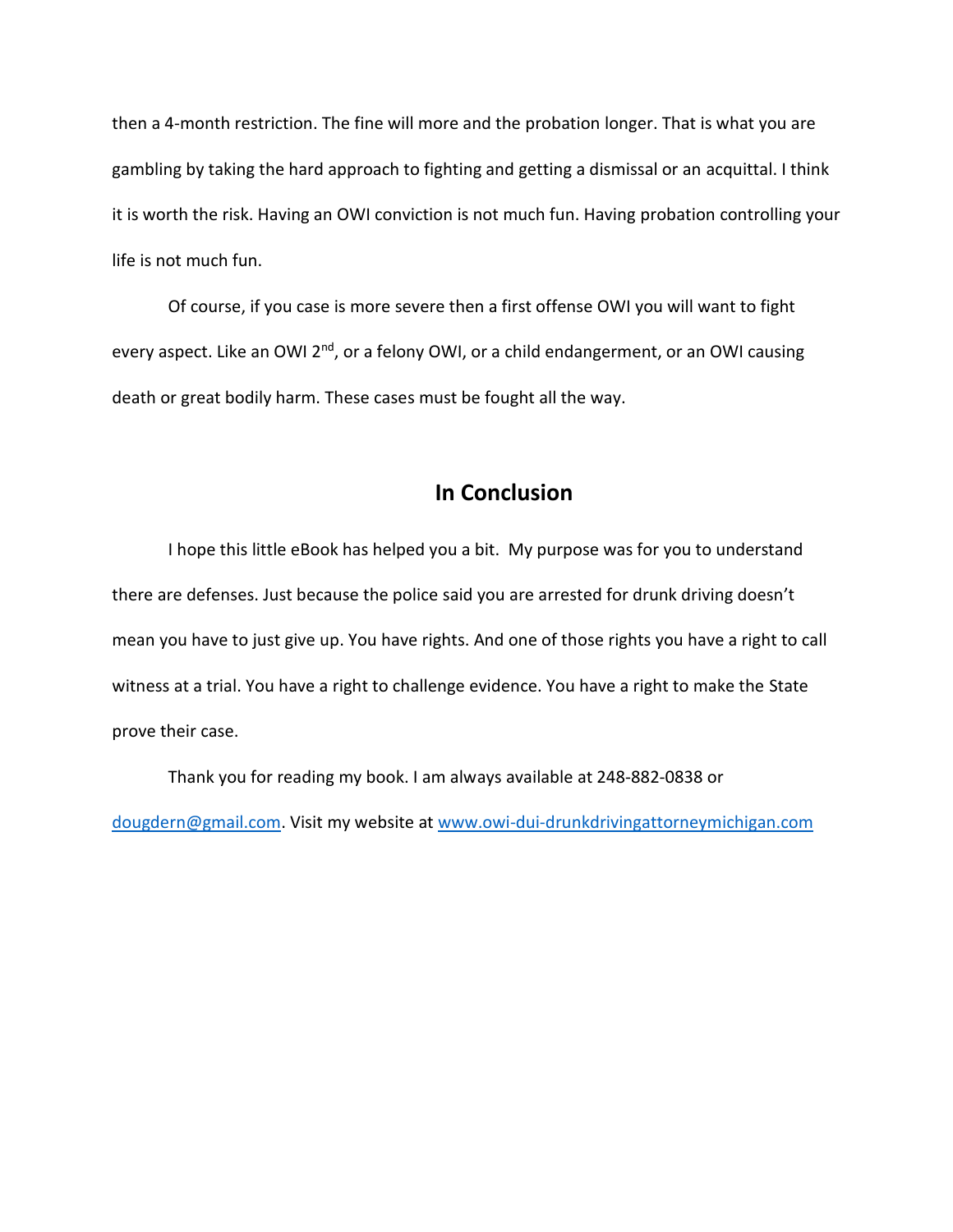then a 4-month restriction. The fine will more and the probation longer. That is what you are gambling by taking the hard approach to fighting and getting a dismissal or an acquittal. I think it is worth the risk. Having an OWI conviction is not much fun. Having probation controlling your life is not much fun.

Of course, if you case is more severe then a first offense OWI you will want to fight every aspect. Like an OWI 2nd, or a felony OWI, or a child endangerment, or an OWI causing death or great bodily harm. These cases must be fought all the way.

## In Conclusion

I hope this little eBook has helped you a bit. My purpose was for you to understand there are defenses. Just because the police said you are arrested for drunk driving doesn't mean you have to just give up. You have rights. And one of those rights you have a right to call witness at a trial. You have a right to challenge evidence. You have a right to make the State prove their case.

Thank you for reading my book. I am always available at 248-882-0838 or [dougdern@gmail.com](mailto:dougdern@gmail.com). Visit my website at [www.owi-dui-drunkdrivingattorneymichigan.com](http://www.owi-dui-drunkdrivingattorneymichigan.com)